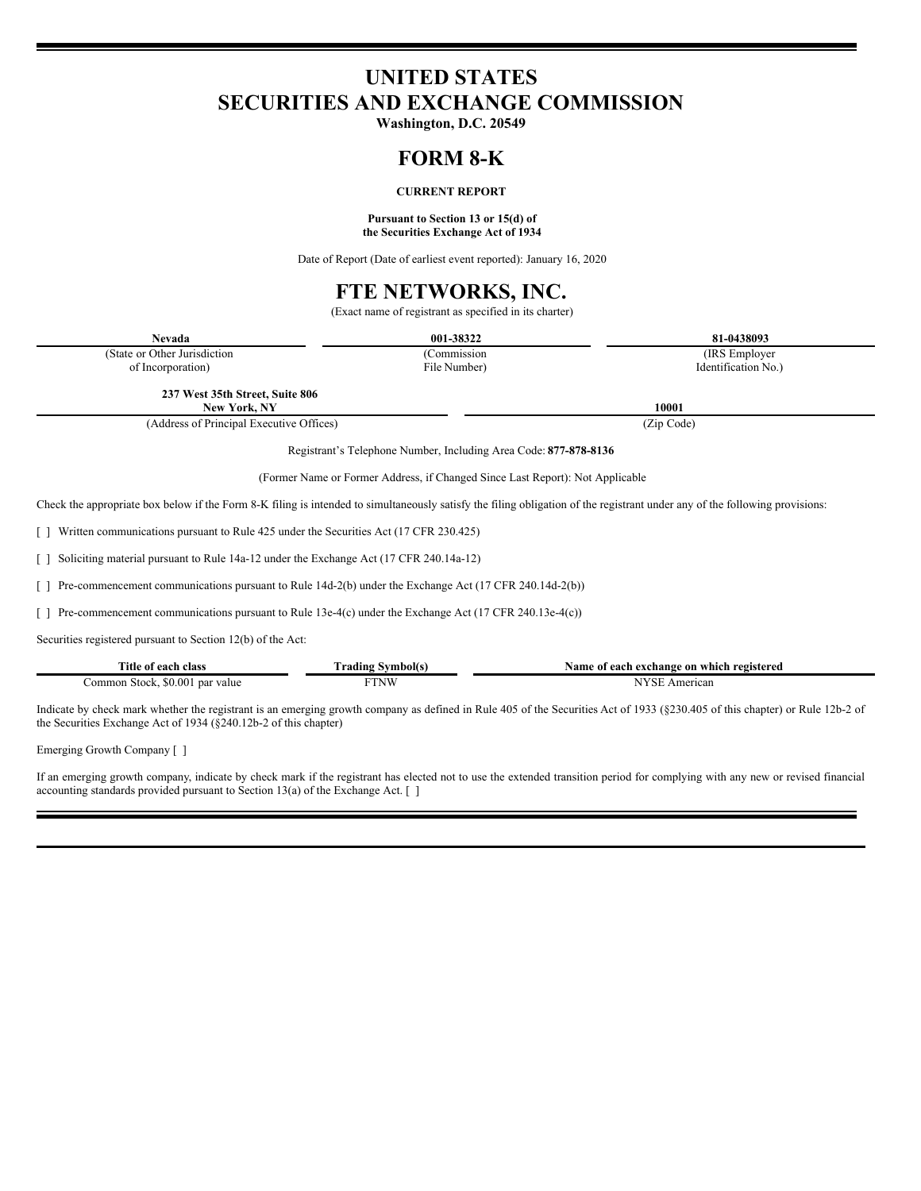# UNITED STATES
# SECURITIES AND EXCHANGE COMMISSION

**Washington, D.C. 20549**

# FORM 8-K

**CURRENT REPORT**

**Pursuant to Section 13 or 15(d) of the Securities Exchange Act of 1934**

Date of Report (Date of earliest event reported): January 16, 2020

# FTE NETWORKS, INC.

(Exact name of registrant as specified in its charter)

| **Nevada** | **001-38322** | **81-0438093** |
|---|---|---|
| (State or Other Jurisdiction of Incorporation) | (Commission File Number) | (IRS Employer Identification No.) |

| **237 West 35th Street, Suite 806 New York, NY** | **10001** |
|---|---|
| (Address of Principal Executive Offices) | (Zip Code) |

Registrant's Telephone Number, Including Area Code: **877-878-8136**

(Former Name or Former Address, if Changed Since Last Report): Not Applicable

Check the appropriate box below if the Form 8-K filing is intended to simultaneously satisfy the filing obligation of the registrant under any of the following provisions:

[ ] Written communications pursuant to Rule 425 under the Securities Act (17 CFR 230.425)

[ ] Soliciting material pursuant to Rule 14a-12 under the Exchange Act (17 CFR 240.14a-12)

[ ] Pre-commencement communications pursuant to Rule 14d-2(b) under the Exchange Act (17 CFR 240.14d-2(b))

[ ] Pre-commencement communications pursuant to Rule 13e-4(c) under the Exchange Act (17 CFR 240.13e-4(c))

Securities registered pursuant to Section 12(b) of the Act:

| Title of each class | Trading Symbol(s) | Name of each exchange on which registered |
|---|---|---|
| Common Stock, $0.001 par value | FTNW | NYSE American |

Indicate by check mark whether the registrant is an emerging growth company as defined in Rule 405 of the Securities Act of 1933 (§230.405 of this chapter) or Rule 12b-2 of the Securities Exchange Act of 1934 (§240.12b-2 of this chapter)

Emerging Growth Company [ ]

If an emerging growth company, indicate by check mark if the registrant has elected not to use the extended transition period for complying with any new or revised financial accounting standards provided pursuant to Section 13(a) of the Exchange Act. [ ]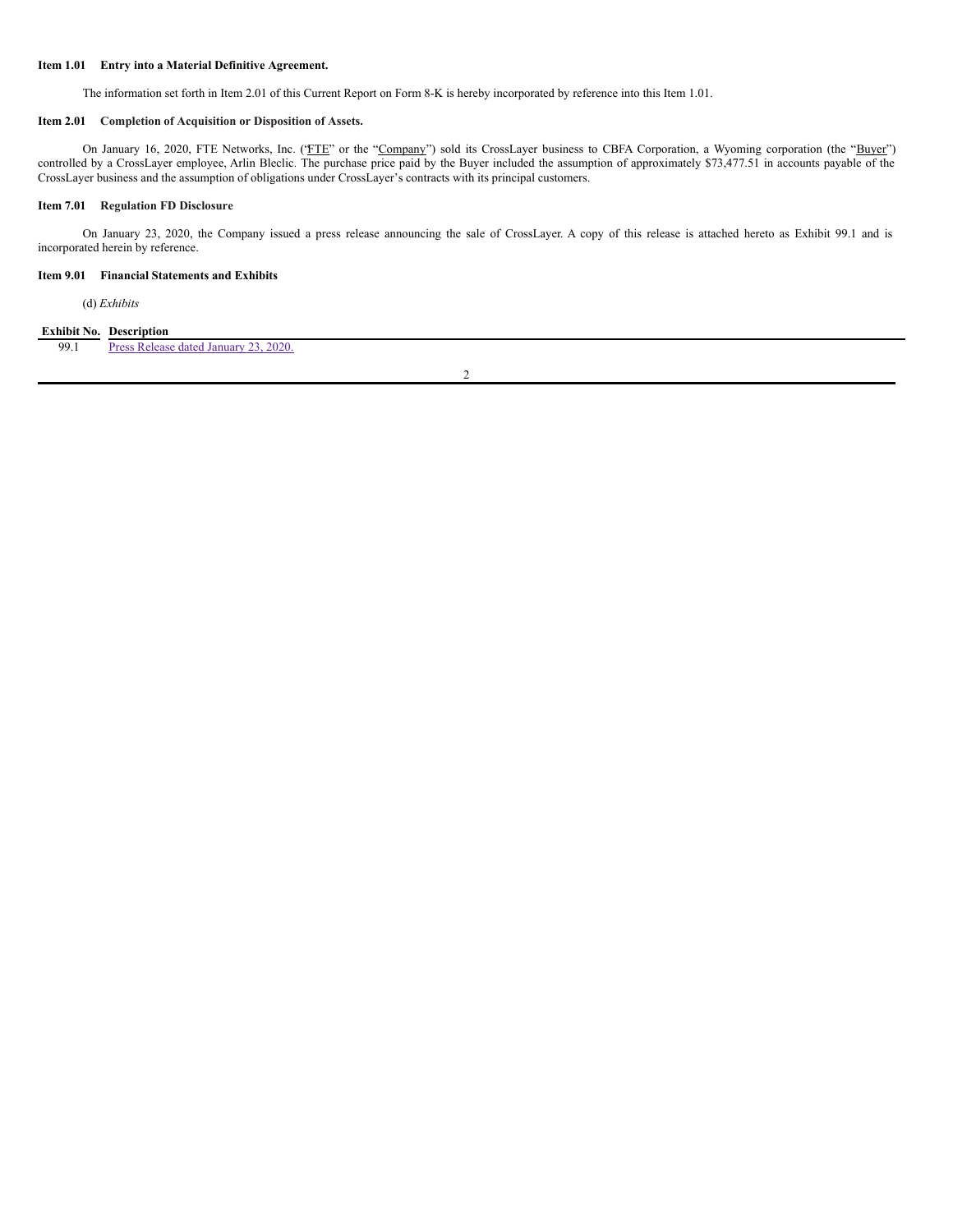**Item 1.01 Entry into a Material Definitive Agreement.**

The information set forth in Item 2.01 of this Current Report on Form 8-K is hereby incorporated by reference into this Item 1.01.

**Item 2.01 Completion of Acquisition or Disposition of Assets.**

On January 16, 2020, FTE Networks, Inc. ("FTE" or the "Company") sold its CrossLayer business to CBFA Corporation, a Wyoming corporation (the "Buyer") controlled by a CrossLayer employee, Arlin Bleclic. The purchase price paid by the Buyer included the assumption of approximately $73,477.51 in accounts payable of the CrossLayer business and the assumption of obligations under CrossLayer's contracts with its principal customers.

**Item 7.01 Regulation FD Disclosure**

On January 23, 2020, the Company issued a press release announcing the sale of CrossLayer. A copy of this release is attached hereto as Exhibit 99.1 and is incorporated herein by reference.

**Item 9.01 Financial Statements and Exhibits**

(d) *Exhibits*

| Exhibit No. | Description |
|---|---|
| 99.1 | Press Release dated January 23, 2020. |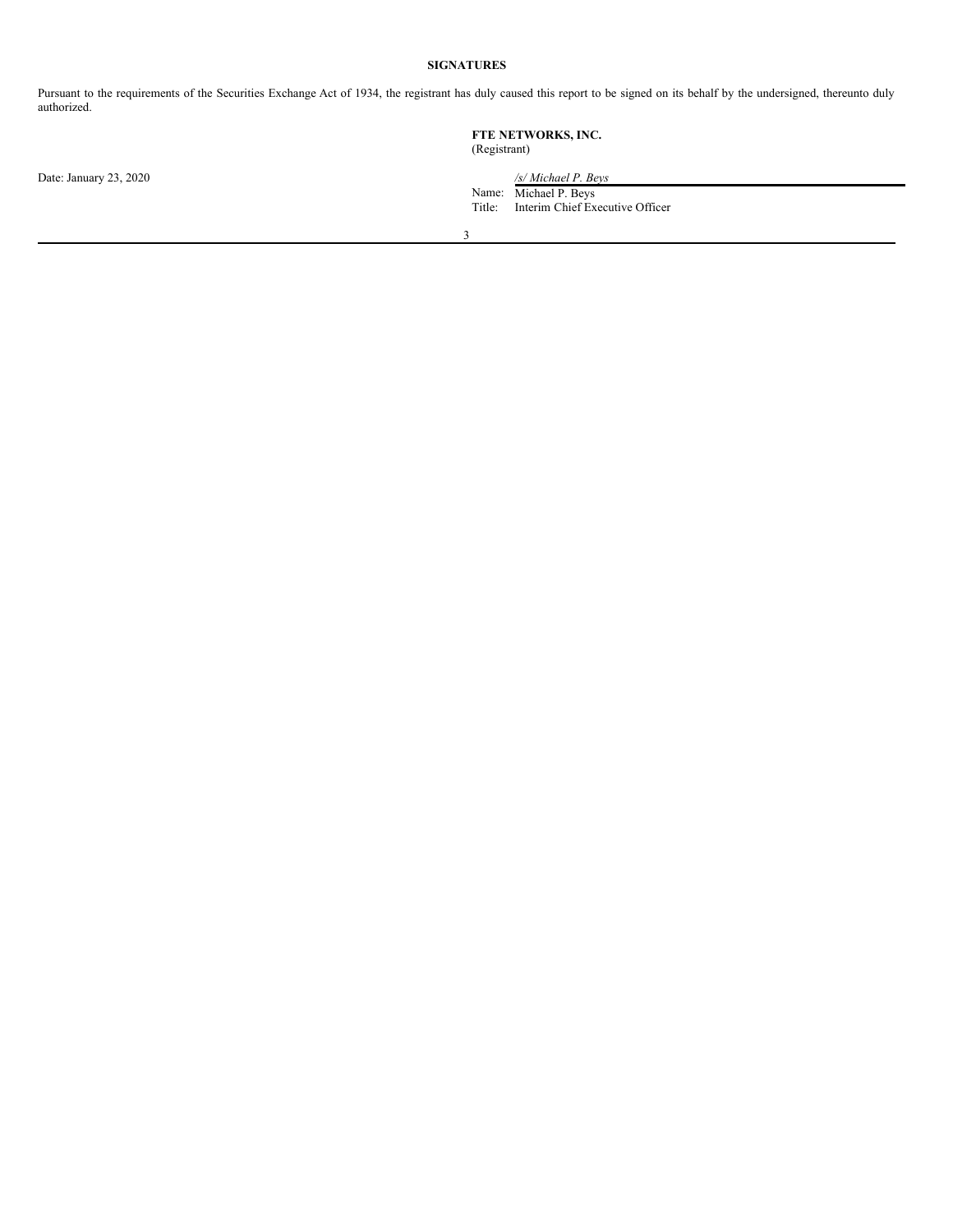**SIGNATURES**

Pursuant to the requirements of the Securities Exchange Act of 1934, the registrant has duly caused this report to be signed on its behalf by the undersigned, thereunto duly authorized.

**FTE NETWORKS, INC.**
(Registrant)

Date: January 23, 2020

*/s/ Michael P. Beys*
Name: Michael P. Beys
Title: Interim Chief Executive Officer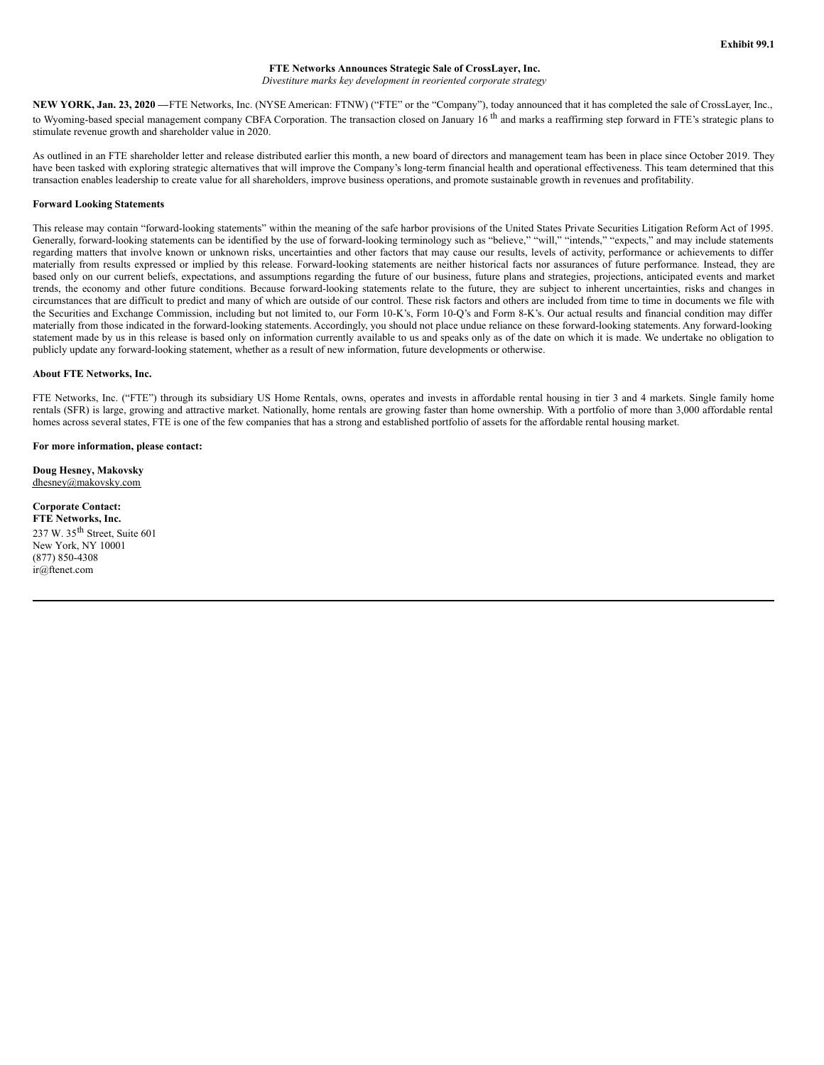**Exhibit 99.1**

**FTE Networks Announces Strategic Sale of CrossLayer, Inc.**

*Divestiture marks key development in reoriented corporate strategy*

**NEW YORK, Jan. 23, 2020 —** FTE Networks, Inc. (NYSE American: FTNW) ("FTE" or the "Company"), today announced that it has completed the sale of CrossLayer, Inc., to Wyoming-based special management company CBFA Corporation. The transaction closed on January 16th and marks a reaffirming step forward in FTE's strategic plans to stimulate revenue growth and shareholder value in 2020.

As outlined in an FTE shareholder letter and release distributed earlier this month, a new board of directors and management team has been in place since October 2019. They have been tasked with exploring strategic alternatives that will improve the Company's long-term financial health and operational effectiveness. This team determined that this transaction enables leadership to create value for all shareholders, improve business operations, and promote sustainable growth in revenues and profitability.

**Forward Looking Statements**

This release may contain "forward-looking statements" within the meaning of the safe harbor provisions of the United States Private Securities Litigation Reform Act of 1995. Generally, forward-looking statements can be identified by the use of forward-looking terminology such as "believe," "will," "intends," "expects," and may include statements regarding matters that involve known or unknown risks, uncertainties and other factors that may cause our results, levels of activity, performance or achievements to differ materially from results expressed or implied by this release. Forward-looking statements are neither historical facts nor assurances of future performance. Instead, they are based only on our current beliefs, expectations, and assumptions regarding the future of our business, future plans and strategies, projections, anticipated events and market trends, the economy and other future conditions. Because forward-looking statements relate to the future, they are subject to inherent uncertainties, risks and changes in circumstances that are difficult to predict and many of which are outside of our control. These risk factors and others are included from time to time in documents we file with the Securities and Exchange Commission, including but not limited to, our Form 10-K's, Form 10-Q's and Form 8-K's. Our actual results and financial condition may differ materially from those indicated in the forward-looking statements. Accordingly, you should not place undue reliance on these forward-looking statements. Any forward-looking statement made by us in this release is based only on information currently available to us and speaks only as of the date on which it is made. We undertake no obligation to publicly update any forward-looking statement, whether as a result of new information, future developments or otherwise.

**About FTE Networks, Inc.**

FTE Networks, Inc. ("FTE") through its subsidiary US Home Rentals, owns, operates and invests in affordable rental housing in tier 3 and 4 markets. Single family home rentals (SFR) is large, growing and attractive market. Nationally, home rentals are growing faster than home ownership. With a portfolio of more than 3,000 affordable rental homes across several states, FTE is one of the few companies that has a strong and established portfolio of assets for the affordable rental housing market.

**For more information, please contact:**

**Doug Hesney, Makovsky**
dhesney@makovsky.com

**Corporate Contact:**
**FTE Networks, Inc.**
237 W. 35th Street, Suite 601
New York, NY 10001
(877) 850-4308
ir@ftenet.com